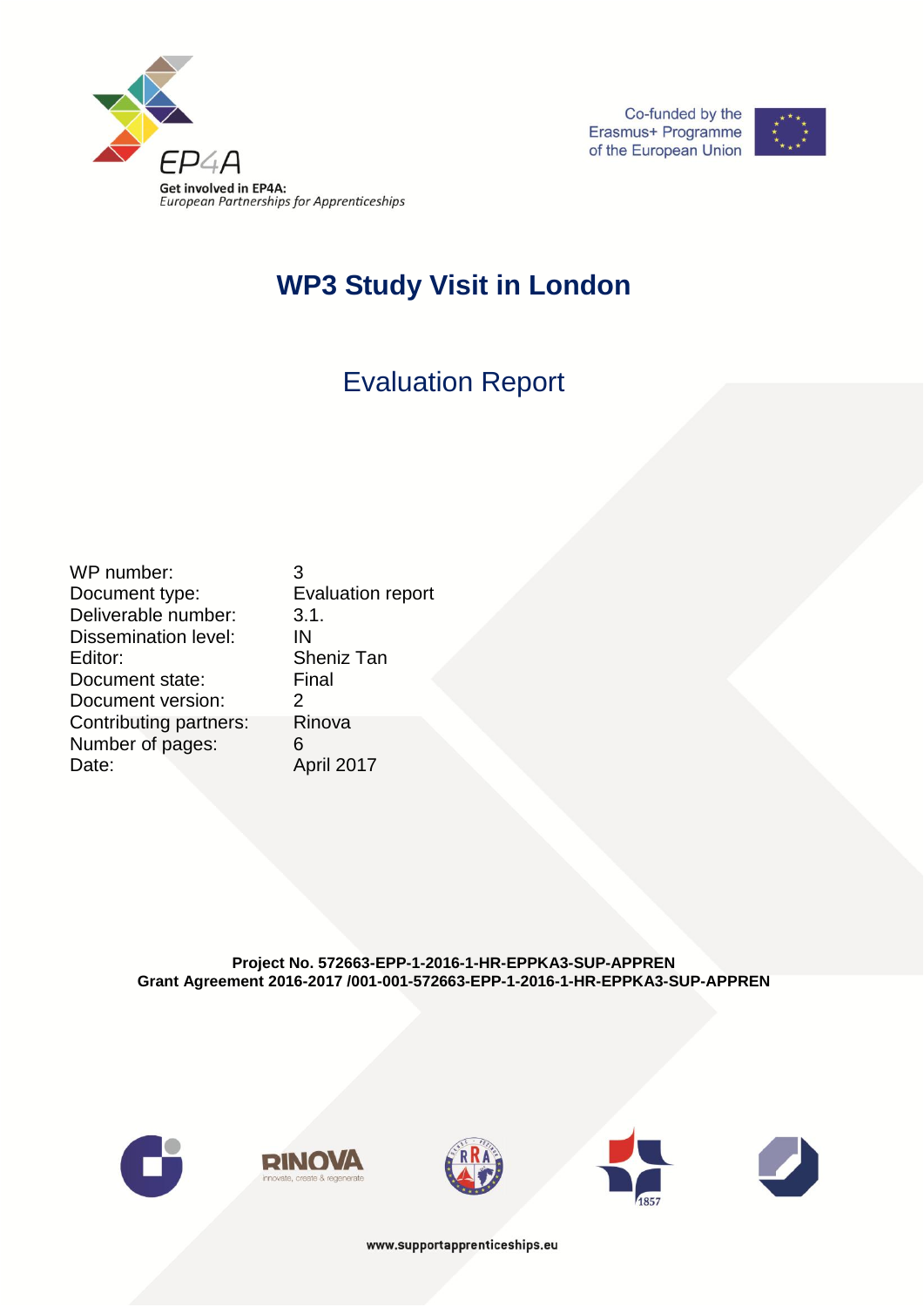EP4A

Get involved in EP4A:
*European Partnerships for Apprenticeships*

Co-funded by the Erasmus+ Programme of the European Union

# WP3 Study Visit in London

## Evaluation Report

| | |
|---|---|
| WP number: | 3 |
| Document type: | Evaluation report |
| Deliverable number: | 3.1. |
| Dissemination level: | IN |
| Editor: | Sheniz Tan |
| Document state: | Final |
| Document version: | 2 |
| Contributing partners: | Rinova |
| Number of pages: | 6 |
| Date: | April 2017 |

**Project No. 572663-EPP-1-2016-1-HR-EPPKA3-SUP-APPREN**
**Grant Agreement 2016-2017 /001-001-572663-EPP-1-2016-1-HR-EPPKA3-SUP-APPREN**

RINOVA innovate, create & regenerate

www.supportapprenticeships.eu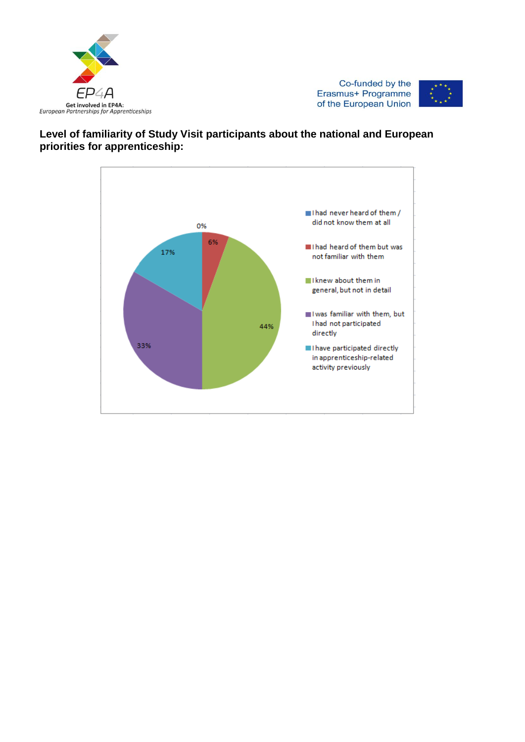**Level of familiarity of Study Visit participants about the national and European priorities for apprenticeship:**

| Response | Percentage |
|---|---|
| I had never heard of them / did not know them at all | 0% |
| I had heard of them but was not familiar with them | 6% |
| I knew about them in general, but not in detail | 44% |
| I was familiar with them, but I had not participated directly | 33% |
| I have participated directly in apprenticeship-related activity previously | 17% |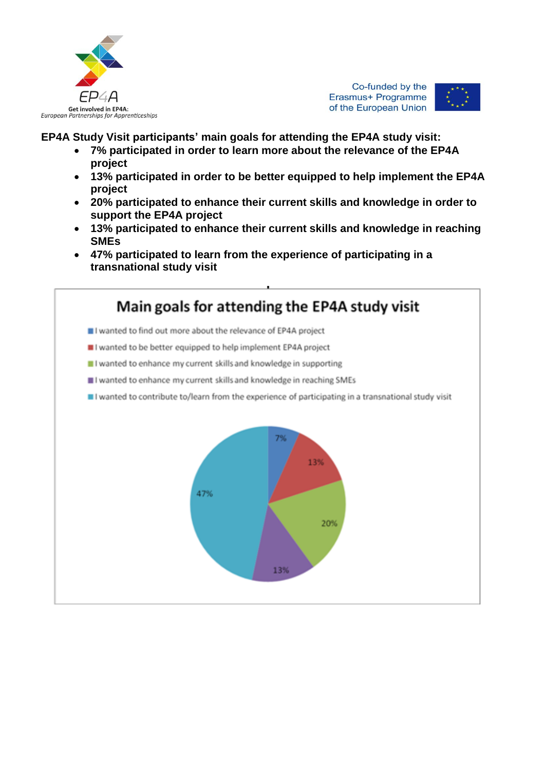**EP4A Study Visit participants' main goals for attending the EP4A study visit:**

- **7% participated in order to learn more about the relevance of the EP4A project**
- **13% participated in order to be better equipped to help implement the EP4A project**
- **20% participated to enhance their current skills and knowledge in order to support the EP4A project**
- **13% participated to enhance their current skills and knowledge in reaching SMEs**
- **47% participated to learn from the experience of participating in a transnational study visit**

**Main goals for attending the EP4A study visit**

- I wanted to find out more about the relevance of EP4A project
- I wanted to be better equipped to help implement EP4A project
- I wanted to enhance my current skills and knowledge in supporting
- I wanted to enhance my current skills and knowledge in reaching SMEs
- I wanted to contribute to/learn from the experience of participating in a transnational study visit

7%

13%

20%

13%

47%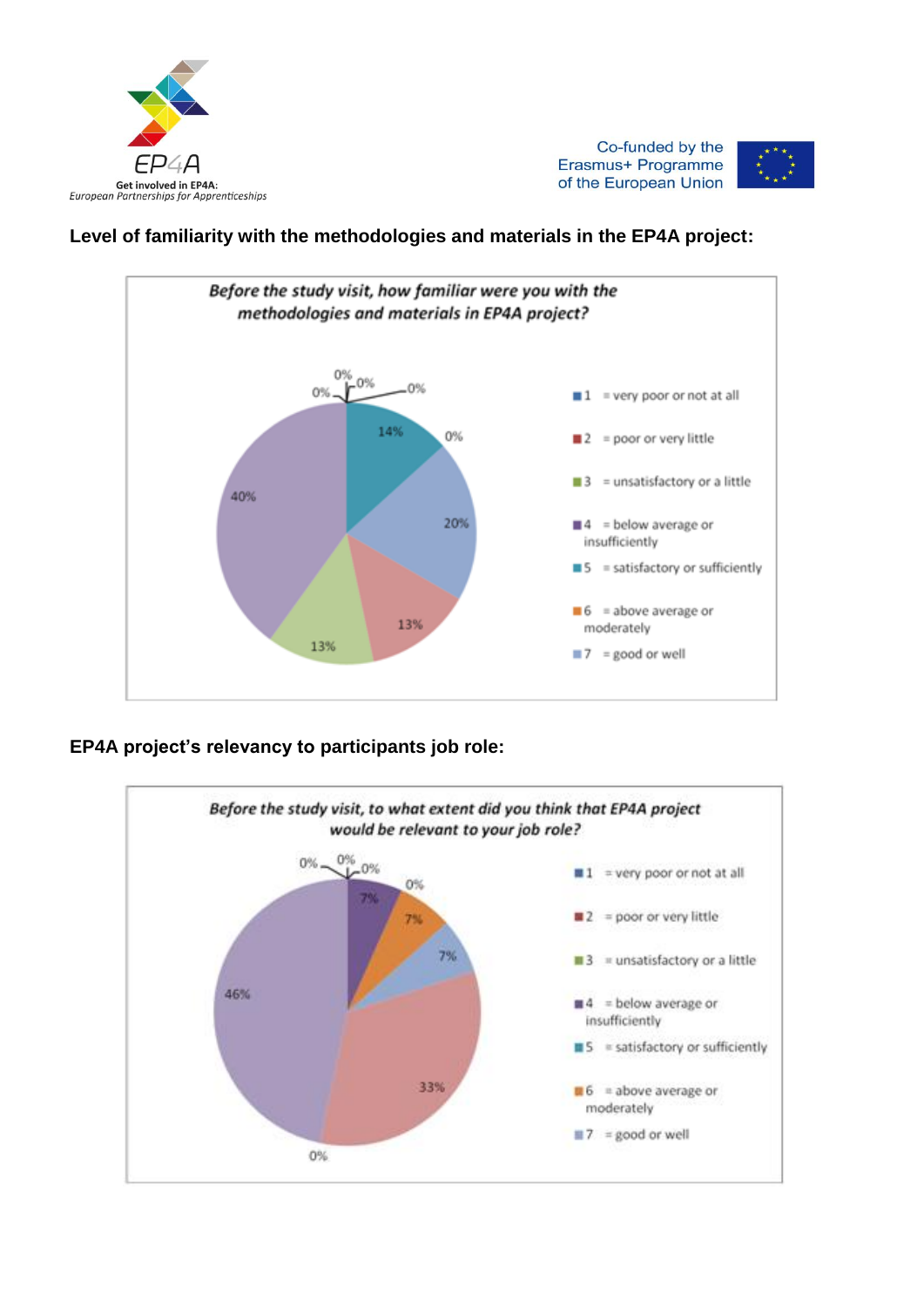**Level of familiarity with the methodologies and materials in the EP4A project:**

*Before the study visit, how familiar were you with the methodologies and materials in EP4A project?*

- 1 = very poor or not at all
- 2 = poor or very little
- 3 = unsatisfactory or a little
- 4 = below average or insufficiently
- 5 = satisfactory or sufficiently
- 6 = above average or moderately
- 7 = good or well

| Rating | Percentage |
|---|---|
| 1 | 0% |
| 2 | 13% |
| 3 | 13% |
| 4 | 40% |
| 5 | 14% |
| 6 | 0% |
| 7 | 20% |

**EP4A project's relevancy to participants job role:**

*Before the study visit, to what extent did you think that EP4A project would be relevant to your job role?*

- 1 = very poor or not at all
- 2 = poor or very little
- 3 = unsatisfactory or a little
- 4 = below average or insufficiently
- 5 = satisfactory or sufficiently
- 6 = above average or moderately
- 7 = good or well

| Rating | Percentage |
|---|---|
| 1 | 0% |
| 2 | 33% |
| 3 | 0% |
| 4 | 46% |
| 5 | 0% |
| 6 | 7% |
| 7 | 7% |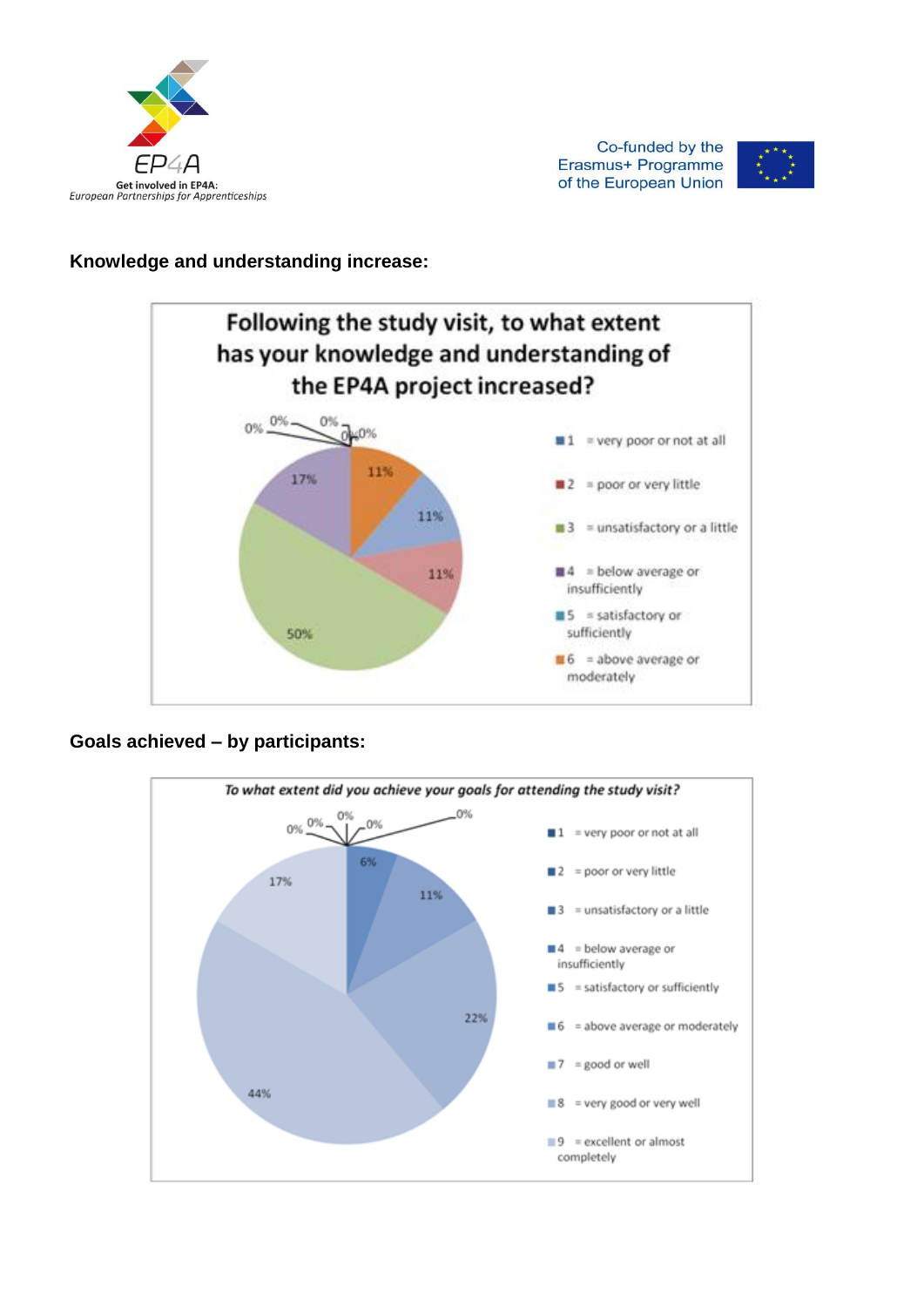## Knowledge and understanding increase:

**Following the study visit, to what extent has your knowledge and understanding of the EP4A project increased?**

0% 0% 0% 0% 0%

11%

11%

11%

50%

17%

- 1 = very poor or not at all
- 2 = poor or very little
- 3 = unsatisfactory or a little
- 4 = below average or insufficiently
- 5 = satisfactory or sufficiently
- 6 = above average or moderately

## Goals achieved – by participants:

*To what extent did you achieve your goals for attending the study visit?*

0% 0% 0% 0% 0%

6%

11%

22%

44%

17%

- 1 = very poor or not at all
- 2 = poor or very little
- 3 = unsatisfactory or a little
- 4 = below average or insufficiently
- 5 = satisfactory or sufficiently
- 6 = above average or moderately
- 7 = good or well
- 8 = very good or very well
- 9 = excellent or almost completely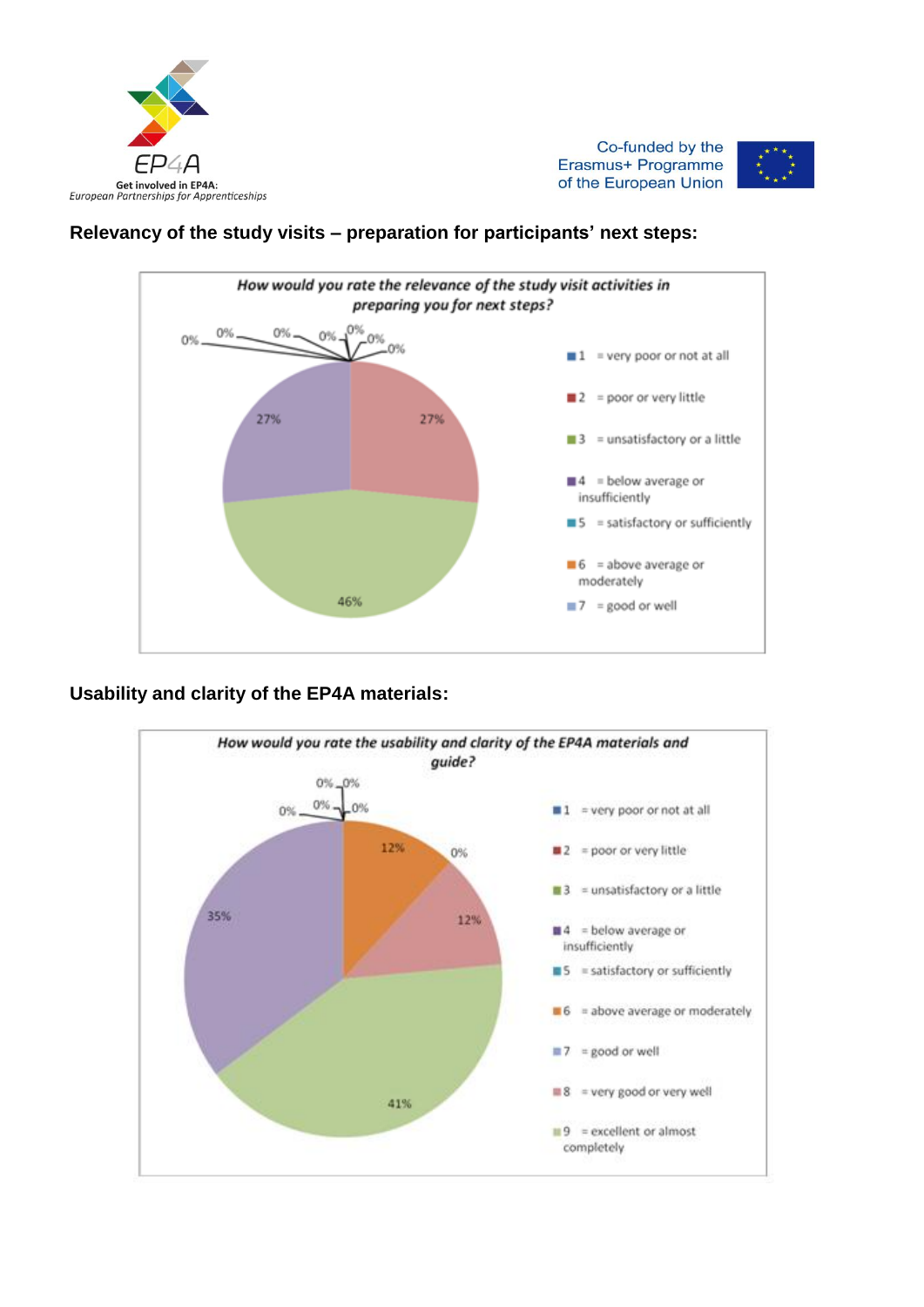## Relevancy of the study visits – preparation for participants' next steps:

*How would you rate the relevance of the study visit activities in preparing you for next steps?*

0% 0% 0% 0% 0% 0% 0%

27% 27% 46%

- 1 = very poor or not at all
- 2 = poor or very little
- 3 = unsatisfactory or a little
- 4 = below average or insufficiently
- 5 = satisfactory or sufficiently
- 6 = above average or moderately
- 7 = good or well

## Usability and clarity of the EP4A materials:

*How would you rate the usability and clarity of the EP4A materials and guide?*

0% 0% 0% 0% 0% 0%

12% 12% 35% 41%

- 1 = very poor or not at all
- 2 = poor or very little
- 3 = unsatisfactory or a little
- 4 = below average or insufficiently
- 5 = satisfactory or sufficiently
- 6 = above average or moderately
- 7 = good or well
- 8 = very good or very well
- 9 = excellent or almost completely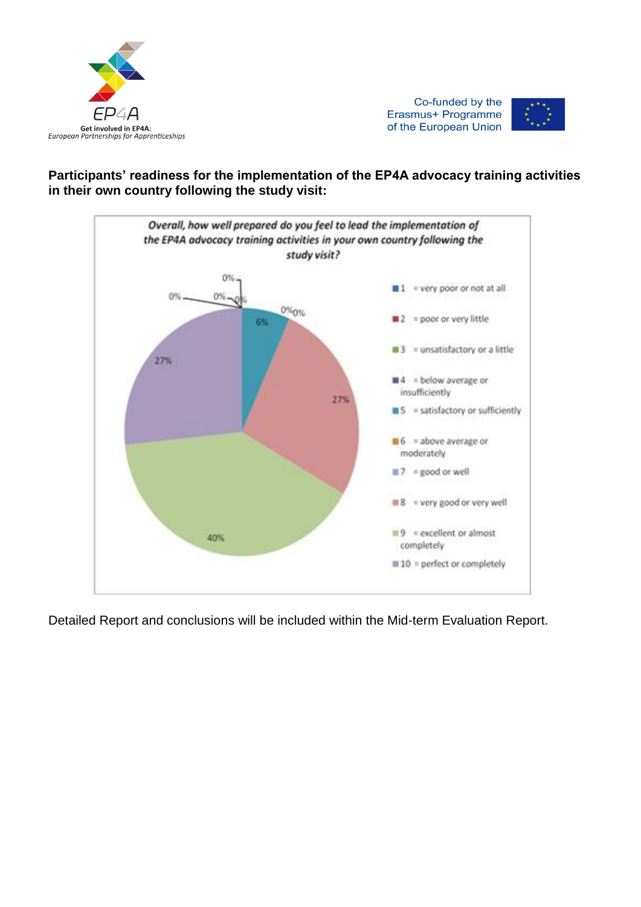**Participants' readiness for the implementation of the EP4A advocacy training activities in their own country following the study visit:**

*Overall, how well prepared do you feel to lead the implementation of the EP4A advocacy training activities in your own country following the study visit?*

0%
0%
0%
0%
0%
0%
6%
27%
27%
40%

1 = very poor or not at all
2 = poor or very little
3 = unsatisfactory or a little
4 = below average or insufficiently
5 = satisfactory or sufficiently
6 = above average or moderately
7 = good or well
8 = very good or very well
9 = excellent or almost completely
10 = perfect or completely

Detailed Report and conclusions will be included within the Mid-term Evaluation Report.